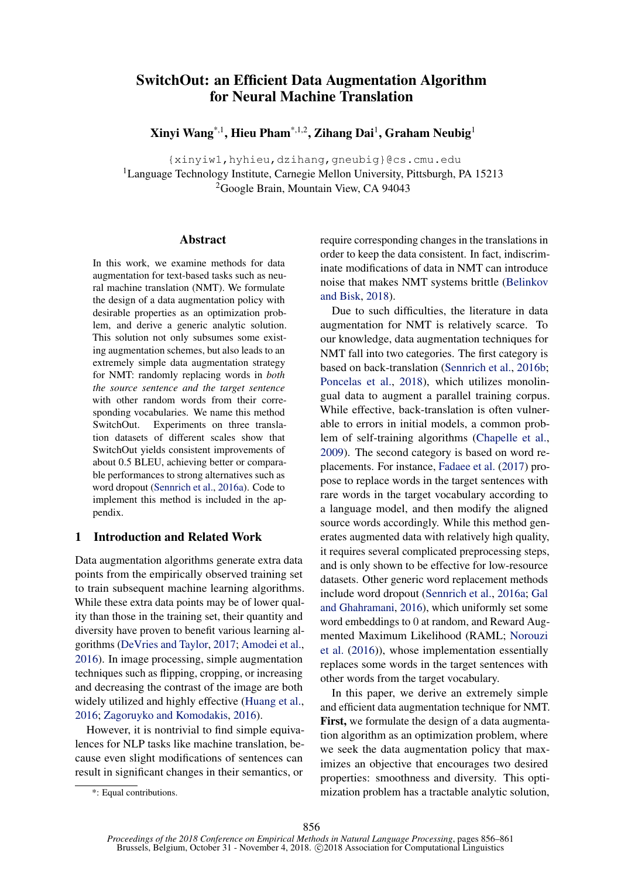# SwitchOut: an Efficient Data Augmentation Algorithm for Neural Machine Translation

**Xinyi Wang**[*,1], **Hieu Pham**[*,1,2], **Zihang Dai**[1], **Graham Neubig**[1]

{xinyiw1,hyhieu,dzihang,gneubig}@cs.cmu.edu

[1]Language Technology Institute, Carnegie Mellon University, Pittsburgh, PA 15213

[2]Google Brain, Mountain View, CA 94043

## Abstract

In this work, we examine methods for data augmentation for text-based tasks such as neural machine translation (NMT). We formulate the design of a data augmentation policy with desirable properties as an optimization problem, and derive a generic analytic solution. This solution not only subsumes some existing augmentation schemes, but also leads to an extremely simple data augmentation strategy for NMT: randomly replacing words in *both the source sentence and the target sentence* with other random words from their corresponding vocabularies. We name this method SwitchOut. Experiments on three translation datasets of different scales show that SwitchOut yields consistent improvements of about 0.5 BLEU, achieving better or comparable performances to strong alternatives such as word dropout (Sennrich et al., 2016a). Code to implement this method is included in the appendix.

## 1 Introduction and Related Work

Data augmentation algorithms generate extra data points from the empirically observed training set to train subsequent machine learning algorithms. While these extra data points may be of lower quality than those in the training set, their quantity and diversity have proven to benefit various learning algorithms (DeVries and Taylor, 2017; Amodei et al., 2016). In image processing, simple augmentation techniques such as flipping, cropping, or increasing and decreasing the contrast of the image are both widely utilized and highly effective (Huang et al., 2016; Zagoruyko and Komodakis, 2016).

However, it is nontrivial to find simple equivalences for NLP tasks like machine translation, because even slight modifications of sentences can result in significant changes in their semantics, or require corresponding changes in the translations in order to keep the data consistent. In fact, indiscriminate modifications of data in NMT can introduce noise that makes NMT systems brittle (Belinkov and Bisk, 2018).

Due to such difficulties, the literature in data augmentation for NMT is relatively scarce. To our knowledge, data augmentation techniques for NMT fall into two categories. The first category is based on back-translation (Sennrich et al., 2016b; Poncelas et al., 2018), which utilizes monolingual data to augment a parallel training corpus. While effective, back-translation is often vulnerable to errors in initial models, a common problem of self-training algorithms (Chapelle et al., 2009). The second category is based on word replacements. For instance, Fadaee et al. (2017) propose to replace words in the target sentences with rare words in the target vocabulary according to a language model, and then modify the aligned source words accordingly. While this method generates augmented data with relatively high quality, it requires several complicated preprocessing steps, and is only shown to be effective for low-resource datasets. Other generic word replacement methods include word dropout (Sennrich et al., 2016a; Gal and Ghahramani, 2016), which uniformly set some word embeddings to 0 at random, and Reward Augmented Maximum Likelihood (RAML; Norouzi et al. (2016)), whose implementation essentially replaces some words in the target sentences with other words from the target vocabulary.

In this paper, we derive an extremely simple and efficient data augmentation technique for NMT. **First,** we formulate the design of a data augmentation algorithm as an optimization problem, where we seek the data augmentation policy that maximizes an objective that encourages two desired properties: smoothness and diversity. This optimization problem has a tractable analytic solution,

*: Equal contributions.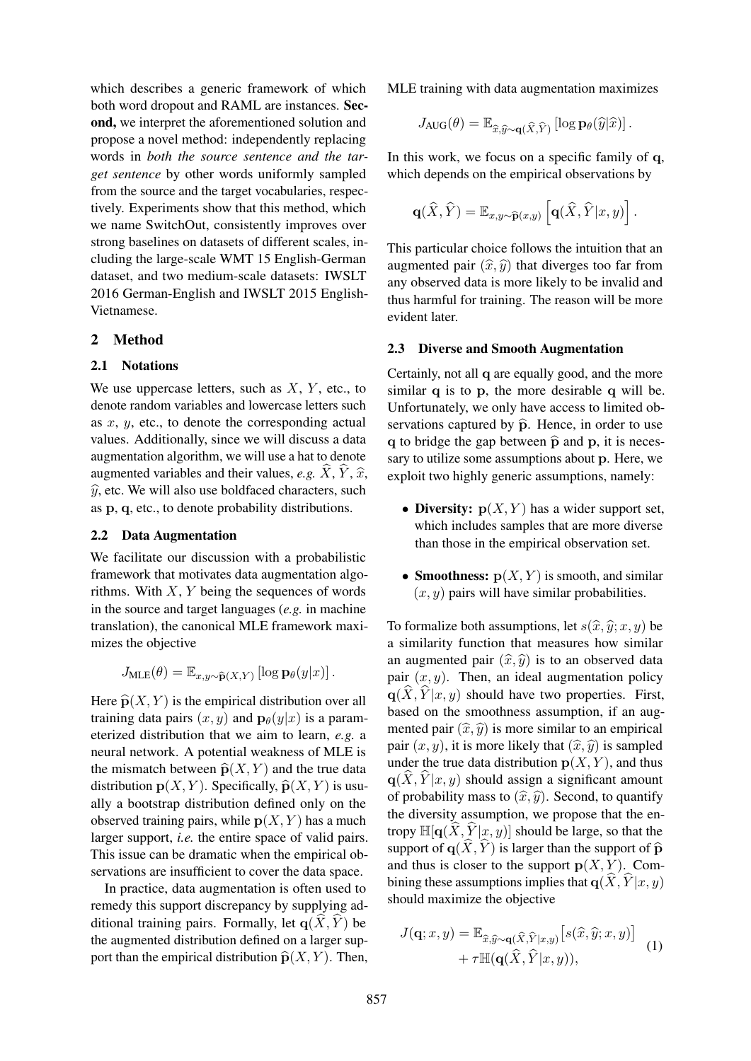which describes a generic framework of which both word dropout and RAML are instances. **Second,** we interpret the aforementioned solution and propose a novel method: independently replacing words in *both the source sentence and the target sentence* by other words uniformly sampled from the source and the target vocabularies, respectively. Experiments show that this method, which we name SwitchOut, consistently improves over strong baselines on datasets of different scales, including the large-scale WMT 15 English-German dataset, and two medium-scale datasets: IWSLT 2016 German-English and IWSLT 2015 English-Vietnamese.

## 2 Method

### 2.1 Notations

We use uppercase letters, such as $X$, $Y$, etc., to denote random variables and lowercase letters such as $x$, $y$, etc., to denote the corresponding actual values. Additionally, since we will discuss a data augmentation algorithm, we will use a hat to denote augmented variables and their values, *e.g.* $\widehat{X}$, $\widehat{Y}$, $\widehat{x}$, $\widehat{y}$, etc. We will also use boldfaced characters, such as $\mathbf{p}$, $\mathbf{q}$, etc., to denote probability distributions.

### 2.2 Data Augmentation

We facilitate our discussion with a probabilistic framework that motivates data augmentation algorithms. With $X$, $Y$ being the sequences of words in the source and target languages (*e.g.* in machine translation), the canonical MLE framework maximizes the objective

$$J_{\text{MLE}}(\theta) = \mathbb{E}_{x,y \sim \widehat{\mathbf{p}}(X,Y)} \left[ \log \mathbf{p}_\theta(y|x) \right].$$

Here $\widehat{\mathbf{p}}(X, Y)$ is the empirical distribution over all training data pairs $(x, y)$ and $\mathbf{p}_\theta(y|x)$ is a parameterized distribution that we aim to learn, *e.g.* a neural network. A potential weakness of MLE is the mismatch between $\widehat{\mathbf{p}}(X, Y)$ and the true data distribution $\mathbf{p}(X, Y)$. Specifically, $\widehat{\mathbf{p}}(X, Y)$ is usually a bootstrap distribution defined only on the observed training pairs, while $\mathbf{p}(X, Y)$ has a much larger support, *i.e.* the entire space of valid pairs. This issue can be dramatic when the empirical observations are insufficient to cover the data space.

In practice, data augmentation is often used to remedy this support discrepancy by supplying additional training pairs. Formally, let $\mathbf{q}(\widehat{X}, \widehat{Y})$ be the augmented distribution defined on a larger support than the empirical distribution $\widehat{\mathbf{p}}(X, Y)$. Then, MLE training with data augmentation maximizes

$$J_{\text{AUG}}(\theta) = \mathbb{E}_{\widehat{x},\widehat{y} \sim \mathbf{q}(\widehat{X},\widehat{Y})} \left[ \log \mathbf{p}_\theta(\widehat{y}|\widehat{x}) \right].$$

In this work, we focus on a specific family of $\mathbf{q}$, which depends on the empirical observations by

$$\mathbf{q}(\widehat{X}, \widehat{Y}) = \mathbb{E}_{x,y \sim \widehat{\mathbf{p}}(x,y)} \left[ \mathbf{q}(\widehat{X}, \widehat{Y}|x, y) \right].$$

This particular choice follows the intuition that an augmented pair $(\widehat{x}, \widehat{y})$ that diverges too far from any observed data is more likely to be invalid and thus harmful for training. The reason will be more evident later.

### 2.3 Diverse and Smooth Augmentation

Certainly, not all $\mathbf{q}$ are equally good, and the more similar $\mathbf{q}$ is to $\mathbf{p}$, the more desirable $\mathbf{q}$ will be. Unfortunately, we only have access to limited observations captured by $\widehat{\mathbf{p}}$. Hence, in order to use $\mathbf{q}$ to bridge the gap between $\widehat{\mathbf{p}}$ and $\mathbf{p}$, it is necessary to utilize some assumptions about $\mathbf{p}$. Here, we exploit two highly generic assumptions, namely:

- **Diversity:** $\mathbf{p}(X, Y)$ has a wider support set, which includes samples that are more diverse than those in the empirical observation set.
- **Smoothness:** $\mathbf{p}(X, Y)$ is smooth, and similar $(x, y)$ pairs will have similar probabilities.

To formalize both assumptions, let $s(\widehat{x}, \widehat{y}; x, y)$ be a similarity function that measures how similar an augmented pair $(\widehat{x}, \widehat{y})$ is to an observed data pair $(x, y)$. Then, an ideal augmentation policy $\mathbf{q}(\widehat{X}, \widehat{Y}|x, y)$ should have two properties. First, based on the smoothness assumption, if an augmented pair $(\widehat{x}, \widehat{y})$ is more similar to an empirical pair $(x, y)$, it is more likely that $(\widehat{x}, \widehat{y})$ is sampled under the true data distribution $\mathbf{p}(X, Y)$, and thus $\mathbf{q}(\widehat{X}, \widehat{Y}|x, y)$ should assign a significant amount of probability mass to $(\widehat{x}, \widehat{y})$. Second, to quantify the diversity assumption, we propose that the entropy $\mathbb{H}[\mathbf{q}(\widehat{X}, \widehat{Y}|x, y)]$ should be large, so that the support of $\mathbf{q}(\widehat{X}, \widehat{Y})$ is larger than the support of $\widehat{\mathbf{p}}$ and thus is closer to the support $\mathbf{p}(X, Y)$. Combining these assumptions implies that $\mathbf{q}(\widehat{X}, \widehat{Y}|x, y)$ should maximize the objective

$$\begin{aligned} J(\mathbf{q}; x, y) = \; & \mathbb{E}_{\widehat{x},\widehat{y} \sim \mathbf{q}(\widehat{X},\widehat{Y}|x,y)} \left[ s(\widehat{x}, \widehat{y}; x, y) \right] \\ & + \tau \mathbb{H}(\mathbf{q}(\widehat{X}, \widehat{Y}|x, y)), \end{aligned} \tag{1}$$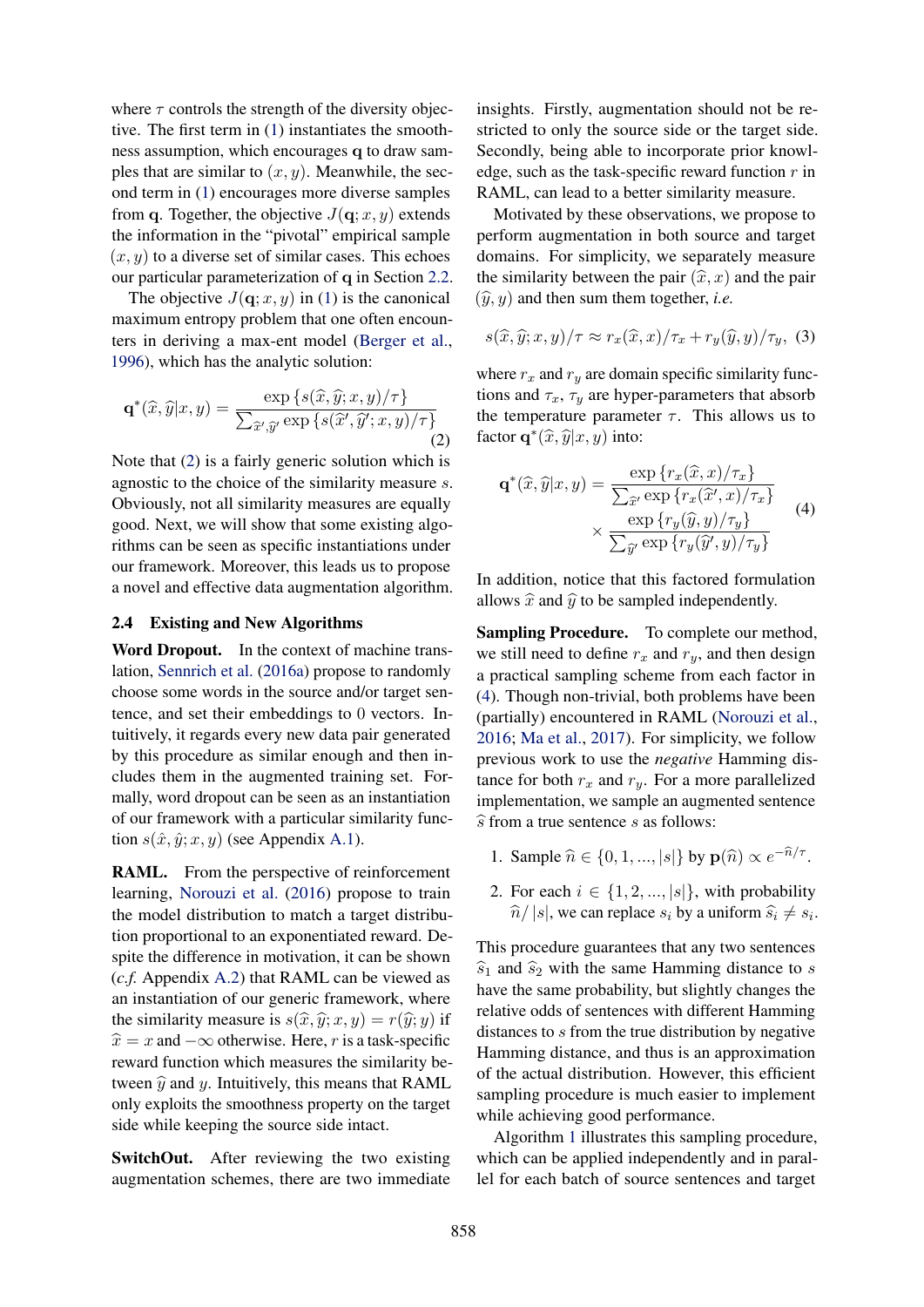where $\tau$ controls the strength of the diversity objective. The first term in (1) instantiates the smoothness assumption, which encourages $\mathbf{q}$ to draw samples that are similar to $(x, y)$. Meanwhile, the second term in (1) encourages more diverse samples from $\mathbf{q}$. Together, the objective $J(\mathbf{q}; x, y)$ extends the information in the "pivotal" empirical sample $(x, y)$ to a diverse set of similar cases. This echoes our particular parameterization of $\mathbf{q}$ in Section 2.2.

The objective $J(\mathbf{q}; x, y)$ in (1) is the canonical maximum entropy problem that one often encounters in deriving a max-ent model (Berger et al., 1996), which has the analytic solution:

$$\mathbf{q}^*(\widehat{x}, \widehat{y}|x, y) = \frac{\exp\{s(\widehat{x}, \widehat{y}; x, y)/\tau\}}{\sum_{\widehat{x}', \widehat{y}'} \exp\{s(\widehat{x}', \widehat{y}'; x, y)/\tau\}} \tag{2}$$

Note that (2) is a fairly generic solution which is agnostic to the choice of the similarity measure $s$. Obviously, not all similarity measures are equally good. Next, we will show that some existing algorithms can be seen as specific instantiations under our framework. Moreover, this leads us to propose a novel and effective data augmentation algorithm.

### 2.4 Existing and New Algorithms

**Word Dropout.** In the context of machine translation, Sennrich et al. (2016a) propose to randomly choose some words in the source and/or target sentence, and set their embeddings to 0 vectors. Intuitively, it regards every new data pair generated by this procedure as similar enough and then includes them in the augmented training set. Formally, word dropout can be seen as an instantiation of our framework with a particular similarity function $s(\hat{x}, \hat{y}; x, y)$ (see Appendix A.1).

**RAML.** From the perspective of reinforcement learning, Norouzi et al. (2016) propose to train the model distribution to match a target distribution proportional to an exponentiated reward. Despite the difference in motivation, it can be shown (*c.f.* Appendix A.2) that RAML can be viewed as an instantiation of our generic framework, where the similarity measure is $s(\widehat{x}, \widehat{y}; x, y) = r(\widehat{y}; y)$ if $\widehat{x} = x$ and $-\infty$ otherwise. Here, $r$ is a task-specific reward function which measures the similarity between $\widehat{y}$ and $y$. Intuitively, this means that RAML only exploits the smoothness property on the target side while keeping the source side intact.

**SwitchOut.** After reviewing the two existing augmentation schemes, there are two immediate insights. Firstly, augmentation should not be restricted to only the source side or the target side. Secondly, being able to incorporate prior knowledge, such as the task-specific reward function $r$ in RAML, can lead to a better similarity measure.

Motivated by these observations, we propose to perform augmentation in both source and target domains. For simplicity, we separately measure the similarity between the pair $(\widehat{x}, x)$ and the pair $(\widehat{y}, y)$ and then sum them together, *i.e.*

$$s(\widehat{x}, \widehat{y}; x, y)/\tau \approx r_x(\widehat{x}, x)/\tau_x + r_y(\widehat{y}, y)/\tau_y, \tag{3}$$

where $r_x$ and $r_y$ are domain specific similarity functions and $\tau_x$, $\tau_y$ are hyper-parameters that absorb the temperature parameter $\tau$. This allows us to factor $\mathbf{q}^*(\widehat{x}, \widehat{y}|x, y)$ into:

$$\mathbf{q}^*(\widehat{x}, \widehat{y}|x, y) = \frac{\exp\{r_x(\widehat{x}, x)/\tau_x\}}{\sum_{\widehat{x}'} \exp\{r_x(\widehat{x}', x)/\tau_x\}} \times \frac{\exp\{r_y(\widehat{y}, y)/\tau_y\}}{\sum_{\widehat{y}'} \exp\{r_y(\widehat{y}', y)/\tau_y\}} \tag{4}$$

In addition, notice that this factored formulation allows $\widehat{x}$ and $\widehat{y}$ to be sampled independently.

**Sampling Procedure.** To complete our method, we still need to define $r_x$ and $r_y$, and then design a practical sampling scheme from each factor in (4). Though non-trivial, both problems have been (partially) encountered in RAML (Norouzi et al., 2016; Ma et al., 2017). For simplicity, we follow previous work to use the *negative* Hamming distance for both $r_x$ and $r_y$. For a more parallelized implementation, we sample an augmented sentence $\widehat{s}$ from a true sentence $s$ as follows:

1. Sample $\widehat{n} \in \{0, 1, ..., |s|\}$ by $\mathbf{p}(\widehat{n}) \propto e^{-\widehat{n}/\tau}$.
2. For each $i \in \{1, 2, ..., |s|\}$, with probability $\widehat{n}/|s|$, we can replace $s_i$ by a uniform $\widehat{s}_i \neq s_i$.

This procedure guarantees that any two sentences $\widehat{s}_1$ and $\widehat{s}_2$ with the same Hamming distance to $s$ have the same probability, but slightly changes the relative odds of sentences with different Hamming distances to $s$ from the true distribution by negative Hamming distance, and thus is an approximation of the actual distribution. However, this efficient sampling procedure is much easier to implement while achieving good performance.

Algorithm 1 illustrates this sampling procedure, which can be applied independently and in parallel for each batch of source sentences and target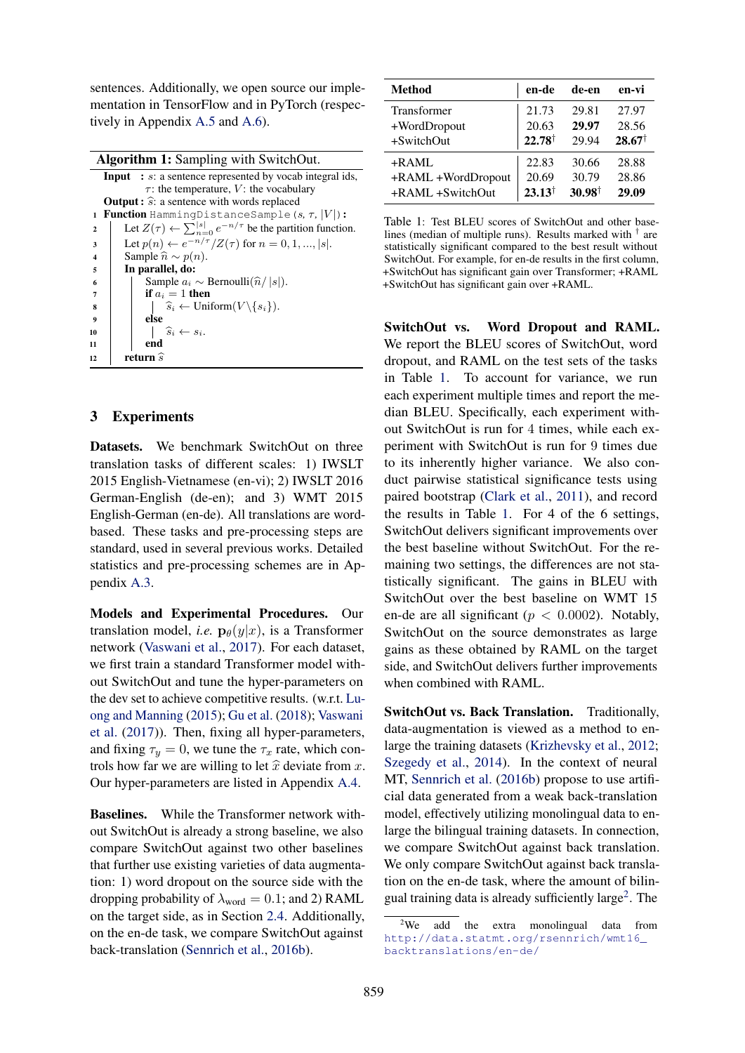sentences. Additionally, we open source our implementation in TensorFlow and in PyTorch (respectively in Appendix A.5 and A.6).

**Algorithm 1:** Sampling with SwitchOut.

**Input :** $s$: a sentence represented by vocab integral ids, $\tau$: the temperature, $V$: the vocabulary
**Output :** $\widehat{s}$: a sentence with words replaced

```
1  Function HammingDistanceSample(s, τ, |V|):
2      Let Z(τ) ← Σ_{n=0}^{|s|} e^{-n/τ} be the partition function.
3      Let p(n) ← e^{-n/τ}/Z(τ) for n = 0, 1, ..., |s|.
4      Sample n̂ ~ p(n).
5      In parallel, do:
6          Sample a_i ~ Bernoulli(n̂/|s|).
7          if a_i = 1 then
8              ŝ_i ← Uniform(V\{s_i}).
9          else
10             ŝ_i ← s_i.
11         end
12     return ŝ
```

## 3 Experiments

**Datasets.** We benchmark SwitchOut on three translation tasks of different scales: 1) IWSLT 2015 English-Vietnamese (en-vi); 2) IWSLT 2016 German-English (de-en); and 3) WMT 2015 English-German (en-de). All translations are word-based. These tasks and pre-processing steps are standard, used in several previous works. Detailed statistics and pre-processing schemes are in Appendix A.3.

**Models and Experimental Procedures.** Our translation model, *i.e.* $\mathbf{p}_\theta(y|x)$, is a Transformer network (Vaswani et al., 2017). For each dataset, we first train a standard Transformer model without SwitchOut and tune the hyper-parameters on the dev set to achieve competitive results. (w.r.t. Luong and Manning (2015); Gu et al. (2018); Vaswani et al. (2017)). Then, fixing all hyper-parameters, and fixing $\tau_y = 0$, we tune the $\tau_x$ rate, which controls how far we are willing to let $\widehat{x}$ deviate from $x$. Our hyper-parameters are listed in Appendix A.4.

**Baselines.** While the Transformer network without SwitchOut is already a strong baseline, we also compare SwitchOut against two other baselines that further use existing varieties of data augmentation: 1) word dropout on the source side with the dropping probability of $\lambda_{\text{word}} = 0.1$; and 2) RAML on the target side, as in Section 2.4. Additionally, on the en-de task, we compare SwitchOut against back-translation (Sennrich et al., 2016b).

| Method | en-de | de-en | en-vi |
|---|---|---|---|
| Transformer | 21.73 | 29.81 | 27.97 |
| +WordDropout | 20.63 | **29.97** | 28.56 |
| +SwitchOut | **22.78**† | 29.94 | **28.67**† |
| +RAML | 22.83 | 30.66 | 28.88 |
| +RAML +WordDropout | 20.69 | 30.79 | 28.86 |
| +RAML +SwitchOut | **23.13**† | **30.98**† | **29.09** |

Table 1: Test BLEU scores of SwitchOut and other baselines (median of multiple runs). Results marked with † are statistically significant compared to the best result without SwitchOut. For example, for en-de results in the first column, +SwitchOut has significant gain over Transformer; +RAML +SwitchOut has significant gain over +RAML.

**SwitchOut vs. Word Dropout and RAML.** We report the BLEU scores of SwitchOut, word dropout, and RAML on the test sets of the tasks in Table 1. To account for variance, we run each experiment multiple times and report the median BLEU. Specifically, each experiment without SwitchOut is run for 4 times, while each experiment with SwitchOut is run for 9 times due to its inherently higher variance. We also conduct pairwise statistical significance tests using paired bootstrap (Clark et al., 2011), and record the results in Table 1. For 4 of the 6 settings, SwitchOut delivers significant improvements over the best baseline without SwitchOut. For the remaining two settings, the differences are not statistically significant. The gains in BLEU with SwitchOut over the best baseline on WMT 15 en-de are all significant ($p < 0.0002$). Notably, SwitchOut on the source demonstrates as large gains as these obtained by RAML on the target side, and SwitchOut delivers further improvements when combined with RAML.

**SwitchOut vs. Back Translation.** Traditionally, data-augmentation is viewed as a method to enlarge the training datasets (Krizhevsky et al., 2012; Szegedy et al., 2014). In the context of neural MT, Sennrich et al. (2016b) propose to use artificial data generated from a weak back-translation model, effectively utilizing monolingual data to enlarge the bilingual training datasets. In connection, we compare SwitchOut against back translation. We only compare SwitchOut against back translation on the en-de task, where the amount of bilingual training data is already sufficiently large[2]. The

[2] We add the extra monolingual data from http://data.statmt.org/rsennrich/wmt16_backtranslations/en-de/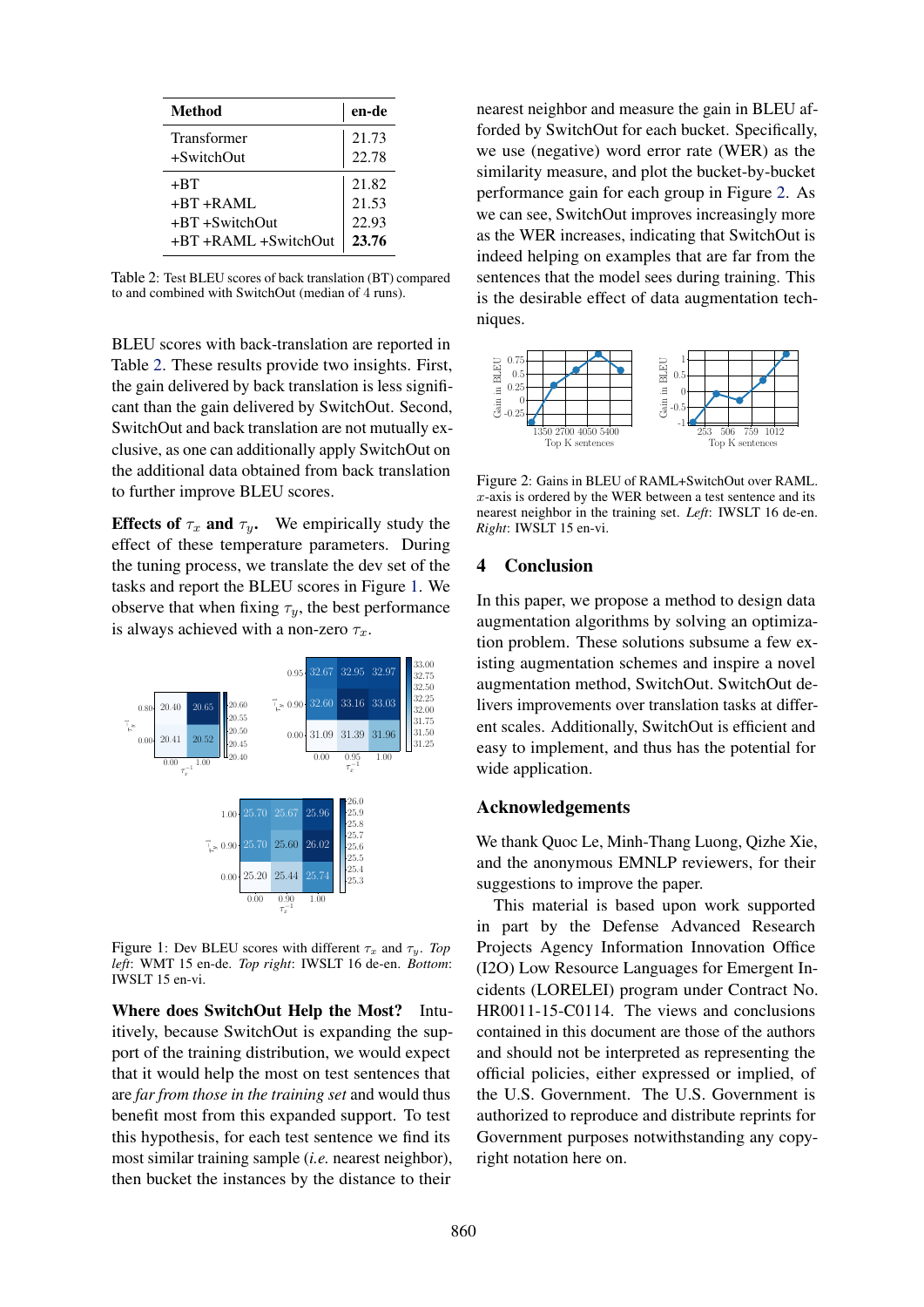| Method | en-de |
|---|---|
| Transformer | 21.73 |
| +SwitchOut | 22.78 |
| +BT | 21.82 |
| +BT +RAML | 21.53 |
| +BT +SwitchOut | 22.93 |
| +BT +RAML +SwitchOut | **23.76** |

Table 2: Test BLEU scores of back translation (BT) compared to and combined with SwitchOut (median of 4 runs).

BLEU scores with back-translation are reported in Table 2. These results provide two insights. First, the gain delivered by back translation is less significant than the gain delivered by SwitchOut. Second, SwitchOut and back translation are not mutually exclusive, as one can additionally apply SwitchOut on the additional data obtained from back translation to further improve BLEU scores.

**Effects of $\tau_x$ and $\tau_y$.** We empirically study the effect of these temperature parameters. During the tuning process, we translate the dev set of the tasks and report the BLEU scores in Figure 1. We observe that when fixing $\tau_y$, the best performance is always achieved with a non-zero $\tau_x$.

Figure 1: Dev BLEU scores with different $\tau_x$ and $\tau_y$. *Top left*: WMT 15 en-de. *Top right*: IWSLT 16 de-en. *Bottom*: IWSLT 15 en-vi.

**Where does SwitchOut Help the Most?** Intuitively, because SwitchOut is expanding the support of the training distribution, we would expect that it would help the most on test sentences that are *far from those in the training set* and would thus benefit most from this expanded support. To test this hypothesis, for each test sentence we find its most similar training sample (*i.e.* nearest neighbor), then bucket the instances by the distance to their nearest neighbor and measure the gain in BLEU afforded by SwitchOut for each bucket. Specifically, we use (negative) word error rate (WER) as the similarity measure, and plot the bucket-by-bucket performance gain for each group in Figure 2. As we can see, SwitchOut improves increasingly more as the WER increases, indicating that SwitchOut is indeed helping on examples that are far from the sentences that the model sees during training. This is the desirable effect of data augmentation techniques.

Figure 2: Gains in BLEU of RAML+SwitchOut over RAML. $x$-axis is ordered by the WER between a test sentence and its nearest neighbor in the training set. *Left*: IWSLT 16 de-en. *Right*: IWSLT 15 en-vi.

## 4 Conclusion

In this paper, we propose a method to design data augmentation algorithms by solving an optimization problem. These solutions subsume a few existing augmentation schemes and inspire a novel augmentation method, SwitchOut. SwitchOut delivers improvements over translation tasks at different scales. Additionally, SwitchOut is efficient and easy to implement, and thus has the potential for wide application.

## Acknowledgements

We thank Quoc Le, Minh-Thang Luong, Qizhe Xie, and the anonymous EMNLP reviewers, for their suggestions to improve the paper.

This material is based upon work supported in part by the Defense Advanced Research Projects Agency Information Innovation Office (I2O) Low Resource Languages for Emergent Incidents (LORELEI) program under Contract No. HR0011-15-C0114. The views and conclusions contained in this document are those of the authors and should not be interpreted as representing the official policies, either expressed or implied, of the U.S. Government. The U.S. Government is authorized to reproduce and distribute reprints for Government purposes notwithstanding any copyright notation here on.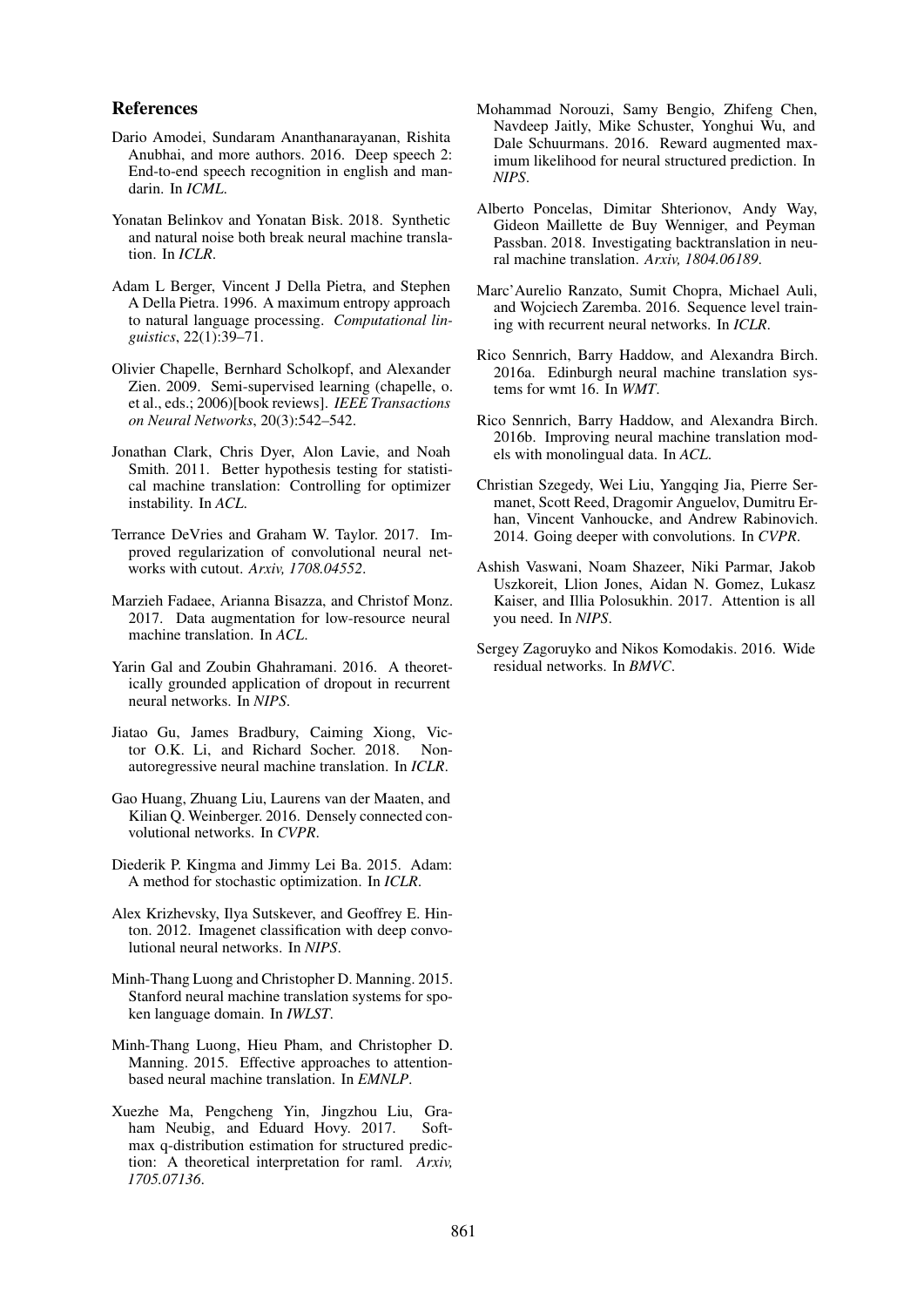## References

Dario Amodei, Sundaram Ananthanarayanan, Rishita Anubhai, and more authors. 2016. Deep speech 2: End-to-end speech recognition in english and mandarin. In *ICML*.

Yonatan Belinkov and Yonatan Bisk. 2018. Synthetic and natural noise both break neural machine translation. In *ICLR*.

Adam L Berger, Vincent J Della Pietra, and Stephen A Della Pietra. 1996. A maximum entropy approach to natural language processing. *Computational linguistics*, 22(1):39–71.

Olivier Chapelle, Bernhard Scholkopf, and Alexander Zien. 2009. Semi-supervised learning (chapelle, o. et al., eds.; 2006)[book reviews]. *IEEE Transactions on Neural Networks*, 20(3):542–542.

Jonathan Clark, Chris Dyer, Alon Lavie, and Noah Smith. 2011. Better hypothesis testing for statistical machine translation: Controlling for optimizer instability. In *ACL*.

Terrance DeVries and Graham W. Taylor. 2017. Improved regularization of convolutional neural networks with cutout. *Arxiv, 1708.04552*.

Marzieh Fadaee, Arianna Bisazza, and Christof Monz. 2017. Data augmentation for low-resource neural machine translation. In *ACL*.

Yarin Gal and Zoubin Ghahramani. 2016. A theoretically grounded application of dropout in recurrent neural networks. In *NIPS*.

Jiatao Gu, James Bradbury, Caiming Xiong, Victor O.K. Li, and Richard Socher. 2018. Non-autoregressive neural machine translation. In *ICLR*.

Gao Huang, Zhuang Liu, Laurens van der Maaten, and Kilian Q. Weinberger. 2016. Densely connected convolutional networks. In *CVPR*.

Diederik P. Kingma and Jimmy Lei Ba. 2015. Adam: A method for stochastic optimization. In *ICLR*.

Alex Krizhevsky, Ilya Sutskever, and Geoffrey E. Hinton. 2012. Imagenet classification with deep convolutional neural networks. In *NIPS*.

Minh-Thang Luong and Christopher D. Manning. 2015. Stanford neural machine translation systems for spoken language domain. In *IWLST*.

Minh-Thang Luong, Hieu Pham, and Christopher D. Manning. 2015. Effective approaches to attention-based neural machine translation. In *EMNLP*.

Xuezhe Ma, Pengcheng Yin, Jingzhou Liu, Graham Neubig, and Eduard Hovy. 2017. Softmax q-distribution estimation for structured prediction: A theoretical interpretation for raml. *Arxiv, 1705.07136*.

Mohammad Norouzi, Samy Bengio, Zhifeng Chen, Navdeep Jaitly, Mike Schuster, Yonghui Wu, and Dale Schuurmans. 2016. Reward augmented maximum likelihood for neural structured prediction. In *NIPS*.

Alberto Poncelas, Dimitar Shterionov, Andy Way, Gideon Maillette de Buy Wenniger, and Peyman Passban. 2018. Investigating backtranslation in neural machine translation. *Arxiv, 1804.06189*.

Marc'Aurelio Ranzato, Sumit Chopra, Michael Auli, and Wojciech Zaremba. 2016. Sequence level training with recurrent neural networks. In *ICLR*.

Rico Sennrich, Barry Haddow, and Alexandra Birch. 2016a. Edinburgh neural machine translation systems for wmt 16. In *WMT*.

Rico Sennrich, Barry Haddow, and Alexandra Birch. 2016b. Improving neural machine translation models with monolingual data. In *ACL*.

Christian Szegedy, Wei Liu, Yangqing Jia, Pierre Sermanet, Scott Reed, Dragomir Anguelov, Dumitru Erhan, Vincent Vanhoucke, and Andrew Rabinovich. 2014. Going deeper with convolutions. In *CVPR*.

Ashish Vaswani, Noam Shazeer, Niki Parmar, Jakob Uszkoreit, Llion Jones, Aidan N. Gomez, Lukasz Kaiser, and Illia Polosukhin. 2017. Attention is all you need. In *NIPS*.

Sergey Zagoruyko and Nikos Komodakis. 2016. Wide residual networks. In *BMVC*.